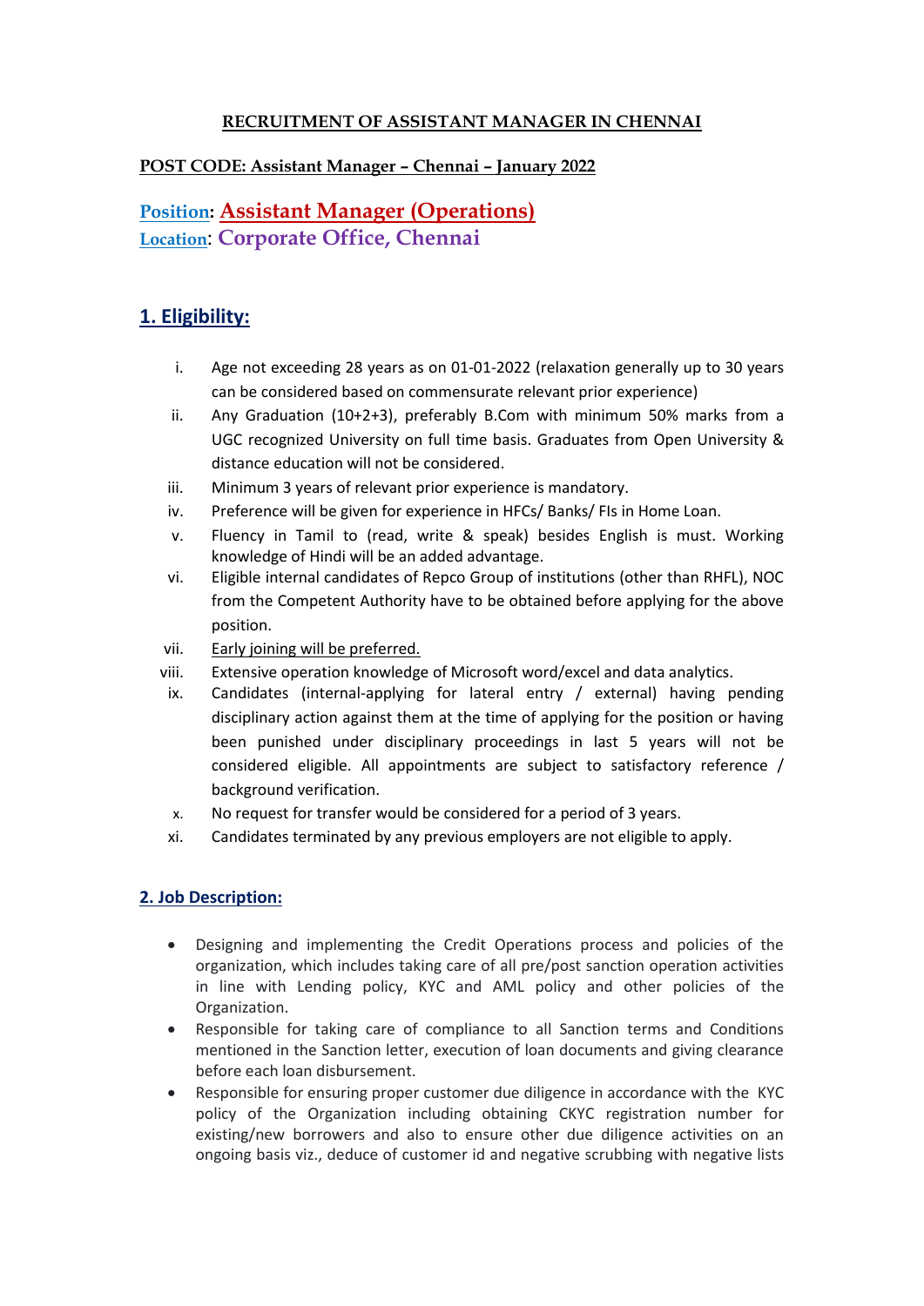# RECRUITMENT OF ASSISTANT MANAGER IN CHENNAI

**POST CODE: Assistant Manager – Chennai – January 2022**

**Position: Assistant Manager (Operations)**
**Location: Corporate Office, Chennai**

## 1. Eligibility:

i. Age not exceeding 28 years as on 01-01-2022 (relaxation generally up to 30 years can be considered based on commensurate relevant prior experience)

ii. Any Graduation (10+2+3), preferably B.Com with minimum 50% marks from a UGC recognized University on full time basis. Graduates from Open University & distance education will not be considered.

iii. Minimum 3 years of relevant prior experience is mandatory.

iv. Preference will be given for experience in HFCs/ Banks/ FIs in Home Loan.

v. Fluency in Tamil to (read, write & speak) besides English is must. Working knowledge of Hindi will be an added advantage.

vi. Eligible internal candidates of Repco Group of institutions (other than RHFL), NOC from the Competent Authority have to be obtained before applying for the above position.

vii. Early joining will be preferred.

viii. Extensive operation knowledge of Microsoft word/excel and data analytics.

ix. Candidates (internal-applying for lateral entry / external) having pending disciplinary action against them at the time of applying for the position or having been punished under disciplinary proceedings in last 5 years will not be considered eligible. All appointments are subject to satisfactory reference / background verification.

x. No request for transfer would be considered for a period of 3 years.

xi. Candidates terminated by any previous employers are not eligible to apply.

## 2. Job Description:

- Designing and implementing the Credit Operations process and policies of the organization, which includes taking care of all pre/post sanction operation activities in line with Lending policy, KYC and AML policy and other policies of the Organization.
- Responsible for taking care of compliance to all Sanction terms and Conditions mentioned in the Sanction letter, execution of loan documents and giving clearance before each loan disbursement.
- Responsible for ensuring proper customer due diligence in accordance with the KYC policy of the Organization including obtaining CKYC registration number for existing/new borrowers and also to ensure other due diligence activities on an ongoing basis viz., deduce of customer id and negative scrubbing with negative lists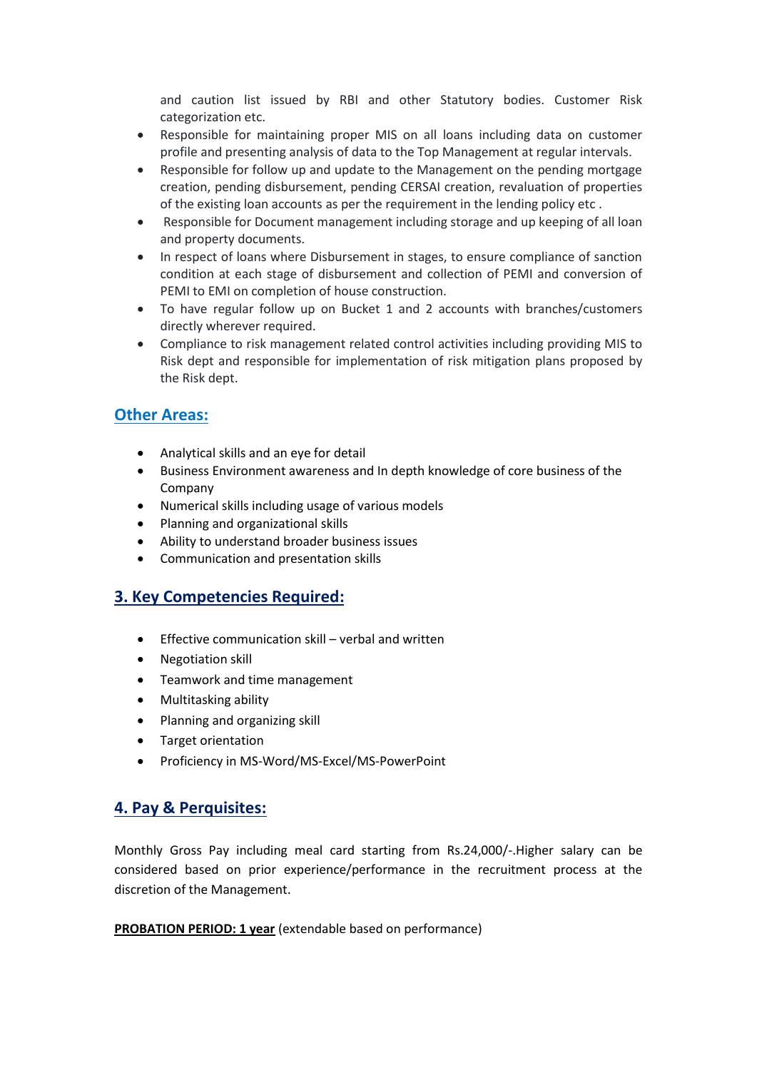and caution list issued by RBI and other Statutory bodies. Customer Risk categorization etc.

- Responsible for maintaining proper MIS on all loans including data on customer profile and presenting analysis of data to the Top Management at regular intervals.
- Responsible for follow up and update to the Management on the pending mortgage creation, pending disbursement, pending CERSAI creation, revaluation of properties of the existing loan accounts as per the requirement in the lending policy etc .
- Responsible for Document management including storage and up keeping of all loan and property documents.
- In respect of loans where Disbursement in stages, to ensure compliance of sanction condition at each stage of disbursement and collection of PEMI and conversion of PEMI to EMI on completion of house construction.
- To have regular follow up on Bucket 1 and 2 accounts with branches/customers directly wherever required.
- Compliance to risk management related control activities including providing MIS to Risk dept and responsible for implementation of risk mitigation plans proposed by the Risk dept.

## Other Areas:

- Analytical skills and an eye for detail
- Business Environment awareness and In depth knowledge of core business of the Company
- Numerical skills including usage of various models
- Planning and organizational skills
- Ability to understand broader business issues
- Communication and presentation skills

## 3. Key Competencies Required:

- Effective communication skill – verbal and written
- Negotiation skill
- Teamwork and time management
- Multitasking ability
- Planning and organizing skill
- Target orientation
- Proficiency in MS-Word/MS-Excel/MS-PowerPoint

## 4. Pay & Perquisites:

Monthly Gross Pay including meal card starting from Rs.24,000/-.Higher salary can be considered based on prior experience/performance in the recruitment process at the discretion of the Management.

**PROBATION PERIOD: 1 year** (extendable based on performance)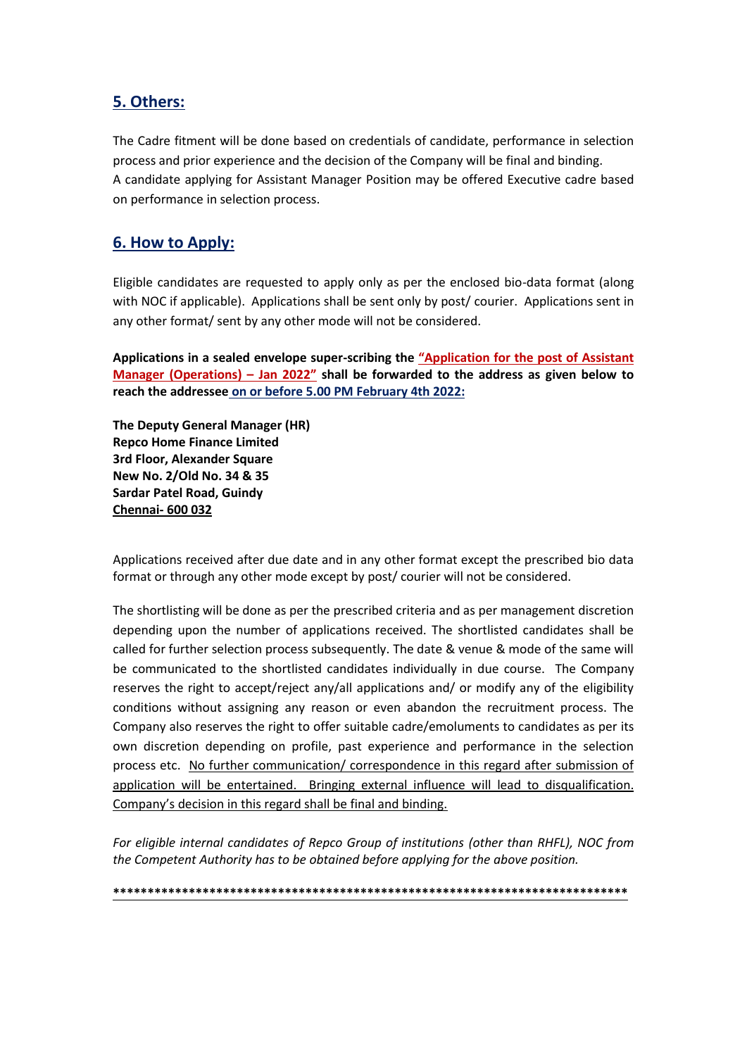## 5. Others:

The Cadre fitment will be done based on credentials of candidate, performance in selection process and prior experience and the decision of the Company will be final and binding.
A candidate applying for Assistant Manager Position may be offered Executive cadre based on performance in selection process.

## 6. How to Apply:

Eligible candidates are requested to apply only as per the enclosed bio-data format (along with NOC if applicable). Applications shall be sent only by post/ courier. Applications sent in any other format/ sent by any other mode will not be considered.

**Applications in a sealed envelope super-scribing the "Application for the post of Assistant Manager (Operations) – Jan 2022" shall be forwarded to the address as given below to reach the addressee on or before 5.00 PM February 4th 2022:**

**The Deputy General Manager (HR)**
**Repco Home Finance Limited**
**3rd Floor, Alexander Square**
**New No. 2/Old No. 34 & 35**
**Sardar Patel Road, Guindy**
**Chennai- 600 032**

Applications received after due date and in any other format except the prescribed bio data format or through any other mode except by post/ courier will not be considered.

The shortlisting will be done as per the prescribed criteria and as per management discretion depending upon the number of applications received. The shortlisted candidates shall be called for further selection process subsequently. The date & venue & mode of the same will be communicated to the shortlisted candidates individually in due course. The Company reserves the right to accept/reject any/all applications and/ or modify any of the eligibility conditions without assigning any reason or even abandon the recruitment process. The Company also reserves the right to offer suitable cadre/emoluments to candidates as per its own discretion depending on profile, past experience and performance in the selection process etc. No further communication/ correspondence in this regard after submission of application will be entertained. Bringing external influence will lead to disqualification. Company's decision in this regard shall be final and binding.

*For eligible internal candidates of Repco Group of institutions (other than RHFL), NOC from the Competent Authority has to be obtained before applying for the above position.*

******************************************************************************